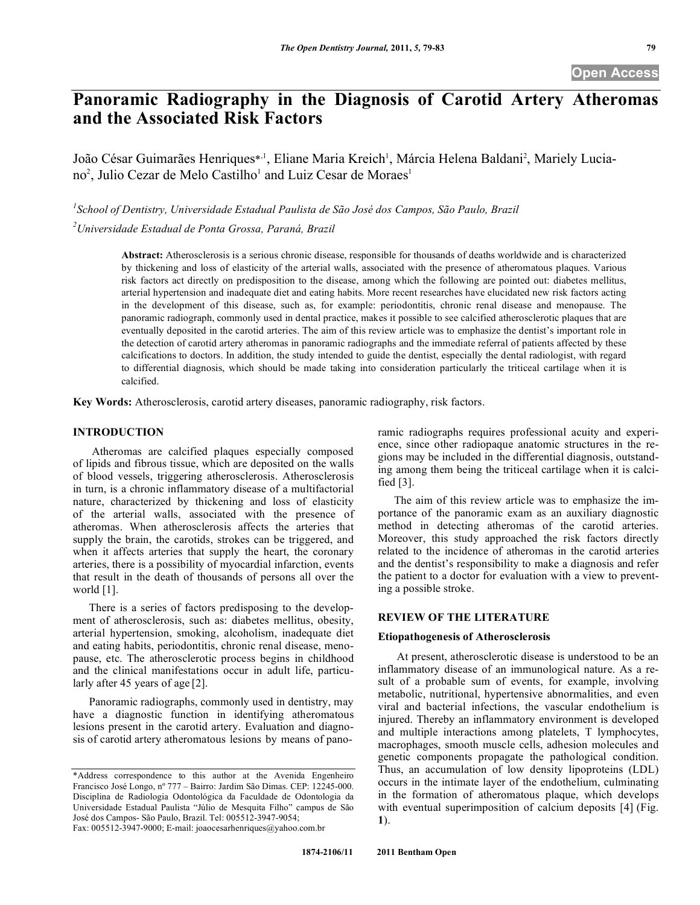# Panoramic Radiography in the Diagnosis of Carotid Artery Atheromas and the Associated Risk Factors

João César Guimarães Henriques*[,1], Eliane Maria Kreich[1], Márcia Helena Baldani[2], Mariely Luciano[2], Julio Cezar de Melo Castilho[1] and Luiz Cesar de Moraes[1]

[1]*School of Dentistry, Universidade Estadual Paulista de São José dos Campos, São Paulo, Brazil*

[2]*Universidade Estadual de Ponta Grossa, Paraná, Brazil*

**Abstract:** Atherosclerosis is a serious chronic disease, responsible for thousands of deaths worldwide and is characterized by thickening and loss of elasticity of the arterial walls, associated with the presence of atheromatous plaques. Various risk factors act directly on predisposition to the disease, among which the following are pointed out: diabetes mellitus, arterial hypertension and inadequate diet and eating habits. More recent researches have elucidated new risk factors acting in the development of this disease, such as, for example: periodontitis, chronic renal disease and menopause. The panoramic radiograph, commonly used in dental practice, makes it possible to see calcified atherosclerotic plaques that are eventually deposited in the carotid arteries. The aim of this review article was to emphasize the dentist's important role in the detection of carotid artery atheromas in panoramic radiographs and the immediate referral of patients affected by these calcifications to doctors. In addition, the study intended to guide the dentist, especially the dental radiologist, with regard to differential diagnosis, which should be made taking into consideration particularly the triticeal cartilage when it is calcified.

**Key Words:** Atherosclerosis, carotid artery diseases, panoramic radiography, risk factors.

## INTRODUCTION

Atheromas are calcified plaques especially composed of lipids and fibrous tissue, which are deposited on the walls of blood vessels, triggering atherosclerosis. Atherosclerosis in turn, is a chronic inflammatory disease of a multifactorial nature, characterized by thickening and loss of elasticity of the arterial walls, associated with the presence of atheromas. When atherosclerosis affects the arteries that supply the brain, the carotids, strokes can be triggered, and when it affects arteries that supply the heart, the coronary arteries, there is a possibility of myocardial infarction, events that result in the death of thousands of persons all over the world [1].

There is a series of factors predisposing to the development of atherosclerosis, such as: diabetes mellitus, obesity, arterial hypertension, smoking, alcoholism, inadequate diet and eating habits, periodontitis, chronic renal disease, menopause, etc. The atherosclerotic process begins in childhood and the clinical manifestations occur in adult life, particularly after 45 years of age [2].

Panoramic radiographs, commonly used in dentistry, may have a diagnostic function in identifying atheromatous lesions present in the carotid artery. Evaluation and diagnosis of carotid artery atheromatous lesions by means of panoramic radiographs requires professional acuity and experience, since other radiopaque anatomic structures in the regions may be included in the differential diagnosis, outstanding among them being the triticeal cartilage when it is calcified [3].

The aim of this review article was to emphasize the importance of the panoramic exam as an auxiliary diagnostic method in detecting atheromas of the carotid arteries. Moreover, this study approached the risk factors directly related to the incidence of atheromas in the carotid arteries and the dentist's responsibility to make a diagnosis and refer the patient to a doctor for evaluation with a view to preventing a possible stroke.

## REVIEW OF THE LITERATURE

### Etiopathogenesis of Atherosclerosis

At present, atherosclerotic disease is understood to be an inflammatory disease of an immunological nature. As a result of a probable sum of events, for example, involving metabolic, nutritional, hypertensive abnormalities, and even viral and bacterial infections, the vascular endothelium is injured. Thereby an inflammatory environment is developed and multiple interactions among platelets, T lymphocytes, macrophages, smooth muscle cells, adhesion molecules and genetic components propagate the pathological condition. Thus, an accumulation of low density lipoproteins (LDL) occurs in the intimate layer of the endothelium, culminating in the formation of atheromatous plaque, which develops with eventual superimposition of calcium deposits [4] (Fig. **1**).

*Address correspondence to this author at the Avenida Engenheiro Francisco José Longo, nº 777 – Bairro: Jardim São Dimas. CEP: 12245-000. Disciplina de Radiologia Odontológica da Faculdade de Odontologia da Universidade Estadual Paulista "Júlio de Mesquita Filho" campus de São José dos Campos- São Paulo, Brazil. Tel: 005512-3947-9054; Fax: 005512-3947-9000; E-mail: joaocesarhenriques@yahoo.com.br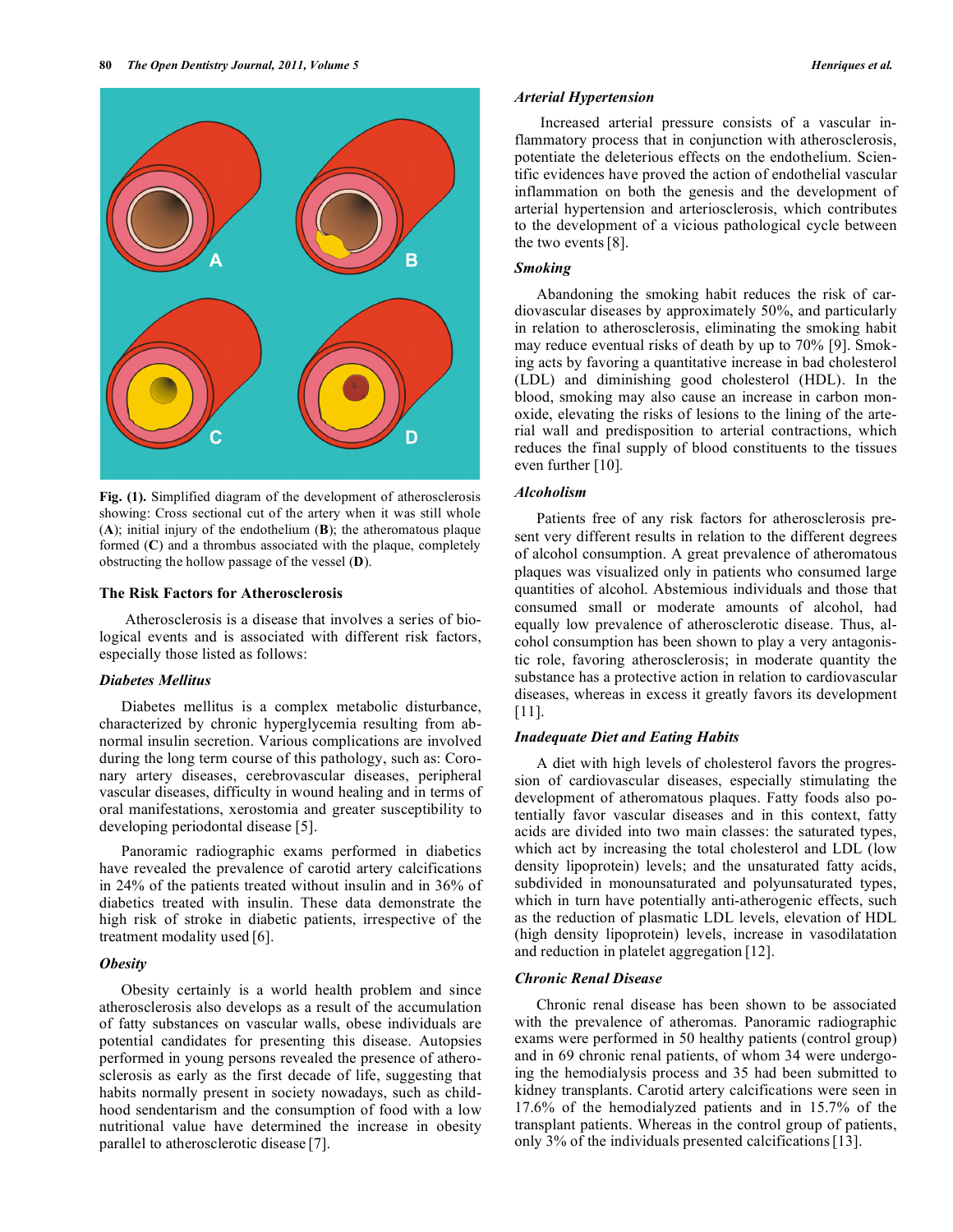Fig. (1). Simplified diagram of the development of atherosclerosis showing: Cross sectional cut of the artery when it was still whole (**A**); initial injury of the endothelium (**B**); the atheromatous plaque formed (**C**) and a thrombus associated with the plaque, completely obstructing the hollow passage of the vessel (**D**).

## The Risk Factors for Atherosclerosis

Atherosclerosis is a disease that involves a series of biological events and is associated with different risk factors, especially those listed as follows:

### *Diabetes Mellitus*

Diabetes mellitus is a complex metabolic disturbance, characterized by chronic hyperglycemia resulting from abnormal insulin secretion. Various complications are involved during the long term course of this pathology, such as: Coronary artery diseases, cerebrovascular diseases, peripheral vascular diseases, difficulty in wound healing and in terms of oral manifestations, xerostomia and greater susceptibility to developing periodontal disease [5].

Panoramic radiographic exams performed in diabetics have revealed the prevalence of carotid artery calcifications in 24% of the patients treated without insulin and in 36% of diabetics treated with insulin. These data demonstrate the high risk of stroke in diabetic patients, irrespective of the treatment modality used [6].

### *Obesity*

Obesity certainly is a world health problem and since atherosclerosis also develops as a result of the accumulation of fatty substances on vascular walls, obese individuals are potential candidates for presenting this disease. Autopsies performed in young persons revealed the presence of atherosclerosis as early as the first decade of life, suggesting that habits normally present in society nowadays, such as childhood sendentarism and the consumption of food with a low nutritional value have determined the increase in obesity parallel to atherosclerotic disease [7].

### *Arterial Hypertension*

Increased arterial pressure consists of a vascular inflammatory process that in conjunction with atherosclerosis, potentiate the deleterious effects on the endothelium. Scientific evidences have proved the action of endothelial vascular inflammation on both the genesis and the development of arterial hypertension and arteriosclerosis, which contributes to the development of a vicious pathological cycle between the two events [8].

### *Smoking*

Abandoning the smoking habit reduces the risk of cardiovascular diseases by approximately 50%, and particularly in relation to atherosclerosis, eliminating the smoking habit may reduce eventual risks of death by up to 70% [9]. Smoking acts by favoring a quantitative increase in bad cholesterol (LDL) and diminishing good cholesterol (HDL). In the blood, smoking may also cause an increase in carbon monoxide, elevating the risks of lesions to the lining of the arterial wall and predisposition to arterial contractions, which reduces the final supply of blood constituents to the tissues even further [10].

### *Alcoholism*

Patients free of any risk factors for atherosclerosis present very different results in relation to the different degrees of alcohol consumption. A great prevalence of atheromatous plaques was visualized only in patients who consumed large quantities of alcohol. Abstemious individuals and those that consumed small or moderate amounts of alcohol, had equally low prevalence of atherosclerotic disease. Thus, alcohol consumption has been shown to play a very antagonistic role, favoring atherosclerosis; in moderate quantity the substance has a protective action in relation to cardiovascular diseases, whereas in excess it greatly favors its development [11].

### *Inadequate Diet and Eating Habits*

A diet with high levels of cholesterol favors the progression of cardiovascular diseases, especially stimulating the development of atheromatous plaques. Fatty foods also potentially favor vascular diseases and in this context, fatty acids are divided into two main classes: the saturated types, which act by increasing the total cholesterol and LDL (low density lipoprotein) levels; and the unsaturated fatty acids, subdivided in monounsaturated and polyunsaturated types, which in turn have potentially anti-atherogenic effects, such as the reduction of plasmatic LDL levels, elevation of HDL (high density lipoprotein) levels, increase in vasodilatation and reduction in platelet aggregation [12].

### *Chronic Renal Disease*

Chronic renal disease has been shown to be associated with the prevalence of atheromas. Panoramic radiographic exams were performed in 50 healthy patients (control group) and in 69 chronic renal patients, of whom 34 were undergoing the hemodialysis process and 35 had been submitted to kidney transplants. Carotid artery calcifications were seen in 17.6% of the hemodialyzed patients and in 15.7% of the transplant patients. Whereas in the control group of patients, only 3% of the individuals presented calcifications [13].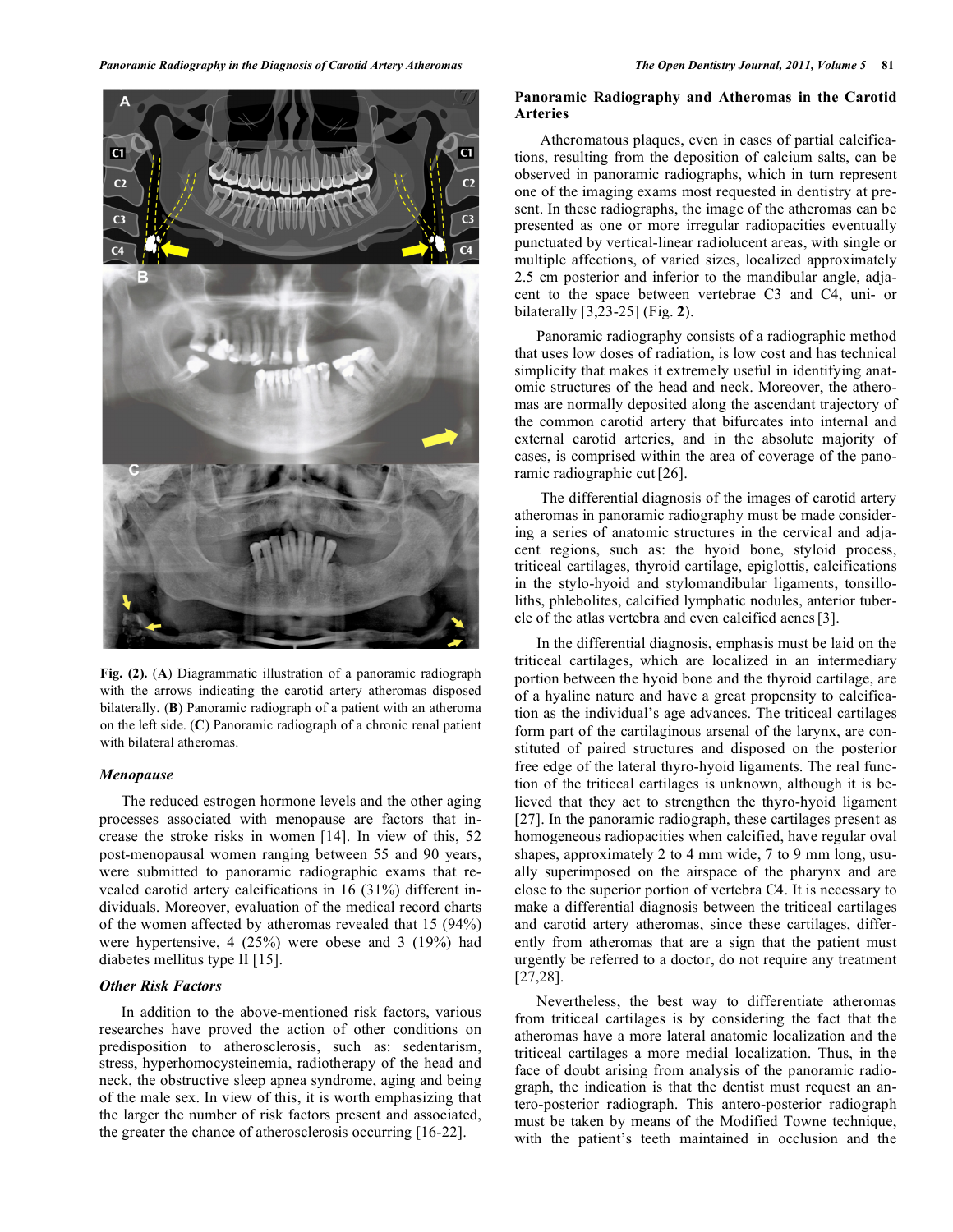Fig. (2). (**A**) Diagrammatic illustration of a panoramic radiograph with the arrows indicating the carotid artery atheromas disposed bilaterally. (**B**) Panoramic radiograph of a patient with an atheroma on the left side. (**C**) Panoramic radiograph of a chronic renal patient with bilateral atheromas.

### *Menopause*

The reduced estrogen hormone levels and the other aging processes associated with menopause are factors that increase the stroke risks in women [14]. In view of this, 52 post-menopausal women ranging between 55 and 90 years, were submitted to panoramic radiographic exams that revealed carotid artery calcifications in 16 (31%) different individuals. Moreover, evaluation of the medical record charts of the women affected by atheromas revealed that 15 (94%) were hypertensive, 4 (25%) were obese and 3 (19%) had diabetes mellitus type II [15].

### *Other Risk Factors*

In addition to the above-mentioned risk factors, various researches have proved the action of other conditions on predisposition to atherosclerosis, such as: sedentarism, stress, hyperhomocysteinemia, radiotherapy of the head and neck, the obstructive sleep apnea syndrome, aging and being of the male sex. In view of this, it is worth emphasizing that the larger the number of risk factors present and associated, the greater the chance of atherosclerosis occurring [16-22].

## **Panoramic Radiography and Atheromas in the Carotid Arteries**

Atheromatous plaques, even in cases of partial calcifications, resulting from the deposition of calcium salts, can be observed in panoramic radiographs, which in turn represent one of the imaging exams most requested in dentistry at present. In these radiographs, the image of the atheromas can be presented as one or more irregular radiopacities eventually punctuated by vertical-linear radiolucent areas, with single or multiple affections, of varied sizes, localized approximately 2.5 cm posterior and inferior to the mandibular angle, adjacent to the space between vertebrae C3 and C4, uni- or bilaterally [3,23-25] (Fig. **2**).

Panoramic radiography consists of a radiographic method that uses low doses of radiation, is low cost and has technical simplicity that makes it extremely useful in identifying anatomic structures of the head and neck. Moreover, the atheromas are normally deposited along the ascendant trajectory of the common carotid artery that bifurcates into internal and external carotid arteries, and in the absolute majority of cases, is comprised within the area of coverage of the panoramic radiographic cut [26].

The differential diagnosis of the images of carotid artery atheromas in panoramic radiography must be made considering a series of anatomic structures in the cervical and adjacent regions, such as: the hyoid bone, styloid process, triticeal cartilages, thyroid cartilage, epiglottis, calcifications in the stylo-hyoid and stylomandibular ligaments, tonsilloliths, phlebolites, calcified lymphatic nodules, anterior tubercle of the atlas vertebra and even calcified acnes [3].

In the differential diagnosis, emphasis must be laid on the triticeal cartilages, which are localized in an intermediary portion between the hyoid bone and the thyroid cartilage, are of a hyaline nature and have a great propensity to calcification as the individual's age advances. The triticeal cartilages form part of the cartilaginous arsenal of the larynx, are constituted of paired structures and disposed on the posterior free edge of the lateral thyro-hyoid ligaments. The real function of the triticeal cartilages is unknown, although it is believed that they act to strengthen the thyro-hyoid ligament [27]. In the panoramic radiograph, these cartilages present as homogeneous radiopacities when calcified, have regular oval shapes, approximately 2 to 4 mm wide, 7 to 9 mm long, usually superimposed on the airspace of the pharynx and are close to the superior portion of vertebra C4. It is necessary to make a differential diagnosis between the triticeal cartilages and carotid artery atheromas, since these cartilages, differently from atheromas that are a sign that the patient must urgently be referred to a doctor, do not require any treatment [27,28].

Nevertheless, the best way to differentiate atheromas from triticeal cartilages is by considering the fact that the atheromas have a more lateral anatomic localization and the triticeal cartilages a more medial localization. Thus, in the face of doubt arising from analysis of the panoramic radiograph, the indication is that the dentist must request an antero-posterior radiograph. This antero-posterior radiograph must be taken by means of the Modified Towne technique, with the patient's teeth maintained in occlusion and the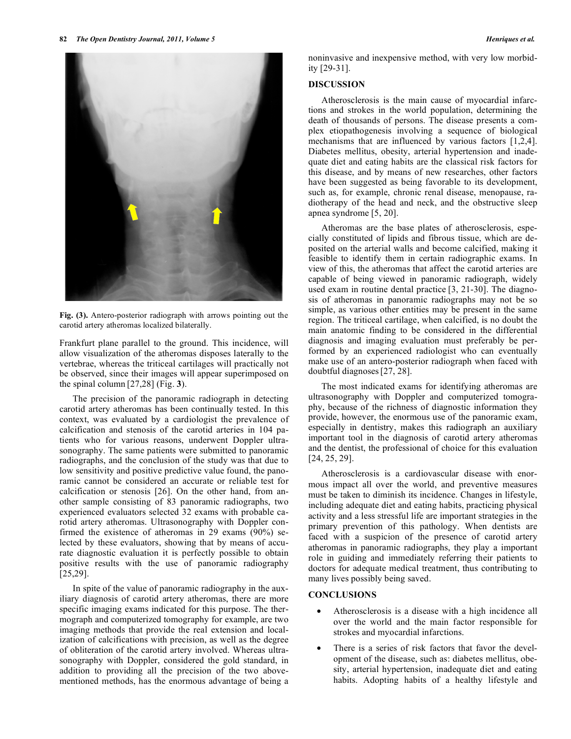Fig. (3). Antero-posterior radiograph with arrows pointing out the carotid artery atheromas localized bilaterally.

Frankfurt plane parallel to the ground. This incidence, will allow visualization of the atheromas disposes laterally to the vertebrae, whereas the triticeal cartilages will practically not be observed, since their images will appear superimposed on the spinal column [27,28] (Fig. **3**).

The precision of the panoramic radiograph in detecting carotid artery atheromas has been continually tested. In this context, was evaluated by a cardiologist the prevalence of calcification and stenosis of the carotid arteries in 104 patients who for various reasons, underwent Doppler ultrasonography. The same patients were submitted to panoramic radiographs, and the conclusion of the study was that due to low sensitivity and positive predictive value found, the panoramic cannot be considered an accurate or reliable test for calcification or stenosis [26]. On the other hand, from another sample consisting of 83 panoramic radiographs, two experienced evaluators selected 32 exams with probable carotid artery atheromas. Ultrasonography with Doppler confirmed the existence of atheromas in 29 exams (90%) selected by these evaluators, showing that by means of accurate diagnostic evaluation it is perfectly possible to obtain positive results with the use of panoramic radiography [25,29].

In spite of the value of panoramic radiography in the auxiliary diagnosis of carotid artery atheromas, there are more specific imaging exams indicated for this purpose. The thermograph and computerized tomography for example, are two imaging methods that provide the real extension and localization of calcifications with precision, as well as the degree of obliteration of the carotid artery involved. Whereas ultrasonography with Doppler, considered the gold standard, in addition to providing all the precision of the two above-mentioned methods, has the enormous advantage of being a noninvasive and inexpensive method, with very low morbidity [29-31].

## DISCUSSION

Atherosclerosis is the main cause of myocardial infarctions and strokes in the world population, determining the death of thousands of persons. The disease presents a complex etiopathogenesis involving a sequence of biological mechanisms that are influenced by various factors [1,2,4]. Diabetes mellitus, obesity, arterial hypertension and inadequate diet and eating habits are the classical risk factors for this disease, and by means of new researches, other factors have been suggested as being favorable to its development, such as, for example, chronic renal disease, menopause, radiotherapy of the head and neck, and the obstructive sleep apnea syndrome [5, 20].

Atheromas are the base plates of atherosclerosis, especially constituted of lipids and fibrous tissue, which are deposited on the arterial walls and become calcified, making it feasible to identify them in certain radiographic exams. In view of this, the atheromas that affect the carotid arteries are capable of being viewed in panoramic radiograph, widely used exam in routine dental practice [3, 21-30]. The diagnosis of atheromas in panoramic radiographs may not be so simple, as various other entities may be present in the same region. The triticeal cartilage, when calcified, is no doubt the main anatomic finding to be considered in the differential diagnosis and imaging evaluation must preferably be performed by an experienced radiologist who can eventually make use of an antero-posterior radiograph when faced with doubtful diagnoses [27, 28].

The most indicated exams for identifying atheromas are ultrasonography with Doppler and computerized tomography, because of the richness of diagnostic information they provide, however, the enormous use of the panoramic exam, especially in dentistry, makes this radiograph an auxiliary important tool in the diagnosis of carotid artery atheromas and the dentist, the professional of choice for this evaluation [24, 25, 29].

Atherosclerosis is a cardiovascular disease with enormous impact all over the world, and preventive measures must be taken to diminish its incidence. Changes in lifestyle, including adequate diet and eating habits, practicing physical activity and a less stressful life are important strategies in the primary prevention of this pathology. When dentists are faced with a suspicion of the presence of carotid artery atheromas in panoramic radiographs, they play a important role in guiding and immediately referring their patients to doctors for adequate medical treatment, thus contributing to many lives possibly being saved.

## CONCLUSIONS

- Atherosclerosis is a disease with a high incidence all over the world and the main factor responsible for strokes and myocardial infarctions.
- There is a series of risk factors that favor the development of the disease, such as: diabetes mellitus, obesity, arterial hypertension, inadequate diet and eating habits. Adopting habits of a healthy lifestyle and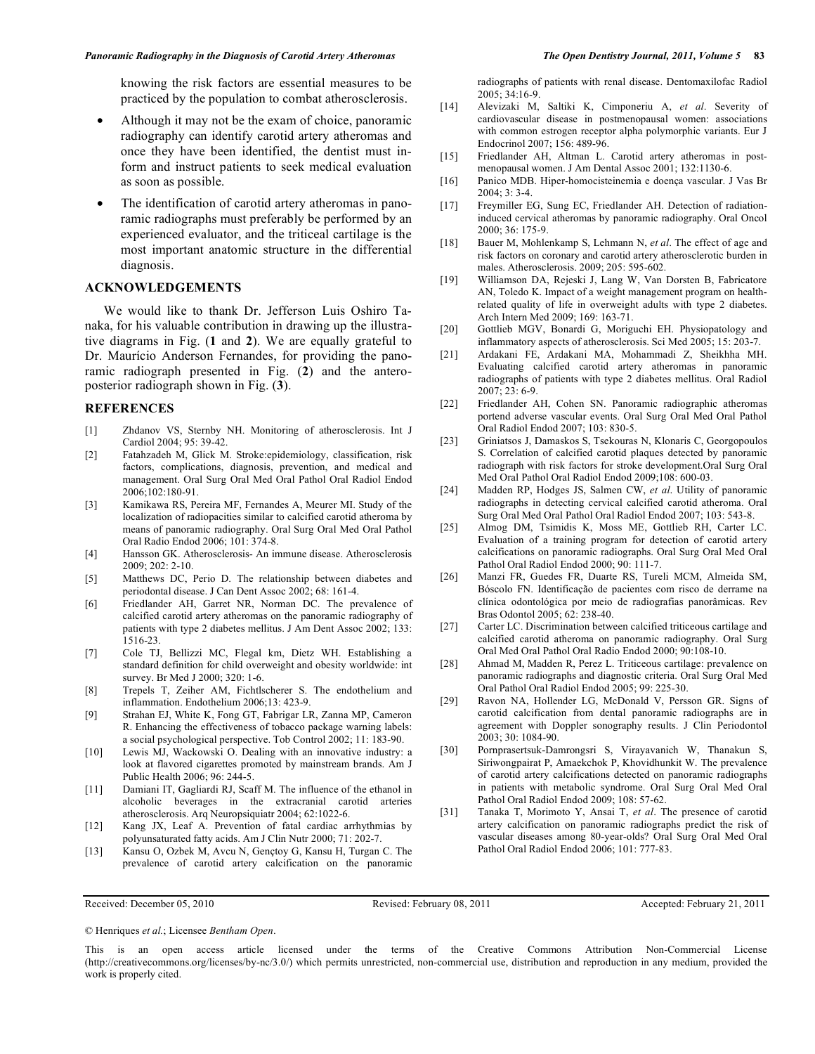knowing the risk factors are essential measures to be practiced by the population to combat atherosclerosis.

- Although it may not be the exam of choice, panoramic radiography can identify carotid artery atheromas and once they have been identified, the dentist must inform and instruct patients to seek medical evaluation as soon as possible.
- The identification of carotid artery atheromas in panoramic radiographs must preferably be performed by an experienced evaluator, and the triticeal cartilage is the most important anatomic structure in the differential diagnosis.

## ACKNOWLEDGEMENTS

We would like to thank Dr. Jefferson Luis Oshiro Tanaka, for his valuable contribution in drawing up the illustrative diagrams in Fig. (**1** and **2**). We are equally grateful to Dr. Maurício Anderson Fernandes, for providing the panoramic radiograph presented in Fig. (**2**) and the antero-posterior radiograph shown in Fig. (**3**).

## REFERENCES

[1] Zhdanov VS, Sternby NH. Monitoring of atherosclerosis. Int J Cardiol 2004; 95: 39-42.

[2] Fatahzadeh M, Glick M. Stroke:epidemiology, classification, risk factors, complications, diagnosis, prevention, and medical and management. Oral Surg Oral Med Oral Pathol Oral Radiol Endod 2006;102:180-91.

[3] Kamikawa RS, Pereira MF, Fernandes A, Meurer MI. Study of the localization of radiopacities similar to calcified carotid atheroma by means of panoramic radiography. Oral Surg Oral Med Oral Pathol Oral Radio Endod 2006; 101: 374-8.

[4] Hansson GK. Atherosclerosis- An immune disease. Atherosclerosis 2009; 202: 2-10.

[5] Matthews DC, Perio D. The relationship between diabetes and periodontal disease. J Can Dent Assoc 2002; 68: 161-4.

[6] Friedlander AH, Garret NR, Norman DC. The prevalence of calcified carotid artery atheromas on the panoramic radiography of patients with type 2 diabetes mellitus. J Am Dent Assoc 2002; 133: 1516-23.

[7] Cole TJ, Bellizzi MC, Flegal km, Dietz WH. Establishing a standard definition for child overweight and obesity worldwide: int survey. Br Med J 2000; 320: 1-6.

[8] Trepels T, Zeiher AM, Fichtlscherer S. The endothelium and inflammation. Endothelium 2006;13: 423-9.

[9] Strahan EJ, White K, Fong GT, Fabrigar LR, Zanna MP, Cameron R. Enhancing the effectiveness of tobacco package warning labels: a social psychological perspective. Tob Control 2002; 11: 183-90.

[10] Lewis MJ, Wackowski O. Dealing with an innovative industry: a look at flavored cigarettes promoted by mainstream brands. Am J Public Health 2006; 96: 244-5.

[11] Damiani IT, Gagliardi RJ, Scaff M. The influence of the ethanol in alcoholic beverages in the extracranial carotid arteries atherosclerosis. Arq Neuropsiquiatr 2004; 62:1022-6.

[12] Kang JX, Leaf A. Prevention of fatal cardiac arrhythmias by polyunsaturated fatty acids. Am J Clin Nutr 2000; 71: 202-7.

[13] Kansu O, Ozbek M, Avcu N, Gençtoy G, Kansu H, Turgan C. The prevalence of carotid artery calcification on the panoramic radiographs of patients with renal disease. Dentomaxilofac Radiol 2005; 34:16-9.

[14] Alevizaki M, Saltiki K, Cimponeriu A, *et al*. Severity of cardiovascular disease in postmenopausal women: associations with common estrogen receptor alpha polymorphic variants. Eur J Endocrinol 2007; 156: 489-96.

[15] Friedlander AH, Altman L. Carotid artery atheromas in postmenopausal women. J Am Dental Assoc 2001; 132:1130-6.

[16] Panico MDB. Hiper-homocisteinemia e doença vascular. J Vas Br 2004; 3: 3-4.

[17] Freymiller EG, Sung EC, Friedlander AH. Detection of radiation-induced cervical atheromas by panoramic radiography. Oral Oncol 2000; 36: 175-9.

[18] Bauer M, Mohlenkamp S, Lehmann N, *et al*. The effect of age and risk factors on coronary and carotid artery atherosclerotic burden in males. Atherosclerosis. 2009; 205: 595-602.

[19] Williamson DA, Rejeski J, Lang W, Van Dorsten B, Fabricatore AN, Toledo K. Impact of a weight management program on health-related quality of life in overweight adults with type 2 diabetes. Arch Intern Med 2009; 169: 163-71.

[20] Gottlieb MGV, Bonardi G, Moriguchi EH. Physiopatology and inflammatory aspects of atherosclerosis. Sci Med 2005; 15: 203-7.

[21] Ardakani FE, Ardakani MA, Mohammadi Z, Sheikhha MH. Evaluating calcified carotid artery atheromas in panoramic radiographs of patients with type 2 diabetes mellitus. Oral Radiol 2007; 23: 6-9.

[22] Friedlander AH, Cohen SN. Panoramic radiographic atheromas portend adverse vascular events. Oral Surg Oral Med Oral Pathol Oral Radiol Endod 2007; 103: 830-5.

[23] Griniatsos J, Damaskos S, Tsekouras N, Klonaris C, Georgopoulos S. Correlation of calcified carotid plaques detected by panoramic radiograph with risk factors for stroke development.Oral Surg Oral Med Oral Pathol Oral Radiol Endod 2009;108: 600-03.

[24] Madden RP, Hodges JS, Salmen CW, *et al*. Utility of panoramic radiographs in detecting cervical calcified carotid atheroma. Oral Surg Oral Med Oral Pathol Oral Radiol Endod 2007; 103: 543-8.

[25] Almog DM, Tsimidis K, Moss ME, Gottlieb RH, Carter LC. Evaluation of a training program for detection of carotid artery calcifications on panoramic radiographs. Oral Surg Oral Med Oral Pathol Oral Radiol Endod 2000; 90: 111-7.

[26] Manzi FR, Guedes FR, Duarte RS, Tureli MCM, Almeida SM, Bóscolo FN. Identificação de pacientes com risco de derrame na clínica odontológica por meio de radiografias panorâmicas. Rev Bras Odontol 2005; 62: 238-40.

[27] Carter LC. Discrimination between calcified triticeous cartilage and calcified carotid atheroma on panoramic radiography. Oral Surg Oral Med Oral Pathol Oral Radio Endod 2000; 90:108-10.

[28] Ahmad M, Madden R, Perez L. Triticeous cartilage: prevalence on panoramic radiographs and diagnostic criteria. Oral Surg Oral Med Oral Pathol Oral Radiol Endod 2005; 99: 225-30.

[29] Ravon NA, Hollender LG, McDonald V, Persson GR. Signs of carotid calcification from dental panoramic radiographs are in agreement with Doppler sonography results. J Clin Periodontol 2003; 30: 1084-90.

[30] Pornprasertsuk-Damrongsri S, Virayavanich W, Thanakun S, Siriwongpairat P, Amaekchok P, Khovidhunkit W. The prevalence of carotid artery calcifications detected on panoramic radiographs in patients with metabolic syndrome. Oral Surg Oral Med Oral Pathol Oral Radiol Endod 2009; 108: 57-62.

[31] Tanaka T, Morimoto Y, Ansai T, *et al*. The presence of carotid artery calcification on panoramic radiographs predict the risk of vascular diseases among 80-year-olds? Oral Surg Oral Med Oral Pathol Oral Radiol Endod 2006; 101: 777-83.

Received: December 05, 2010 Revised: February 08, 2011 Accepted: February 21, 2011

© Henriques *et al.*; Licensee *Bentham Open*.

This is an open access article licensed under the terms of the Creative Commons Attribution Non-Commercial License (http://creativecommons.org/licenses/by-nc/3.0/) which permits unrestricted, non-commercial use, distribution and reproduction in any medium, provided the work is properly cited.